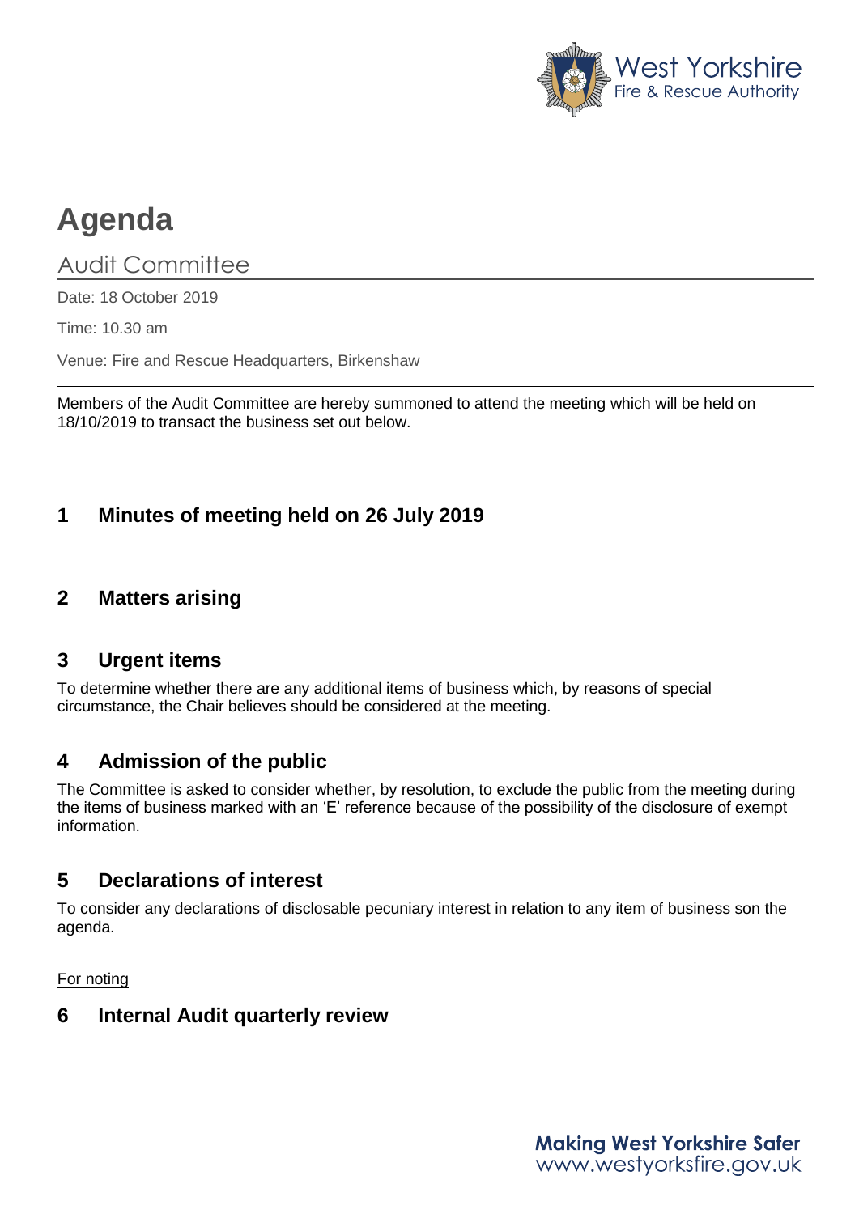West Yorkshire Fire & Rescue Authority

# Agenda

## Audit Committee

Date: 18 October 2019

Time: 10.30 am

Venue: Fire and Rescue Headquarters, Birkenshaw

Members of the Audit Committee are hereby summoned to attend the meeting which will be held on 18/10/2019 to transact the business set out below.

## 1 Minutes of meeting held on 26 July 2019

## 2 Matters arising

## 3 Urgent items

To determine whether there are any additional items of business which, by reasons of special circumstance, the Chair believes should be considered at the meeting.

## 4 Admission of the public

The Committee is asked to consider whether, by resolution, to exclude the public from the meeting during the items of business marked with an 'E' reference because of the possibility of the disclosure of exempt information.

## 5 Declarations of interest

To consider any declarations of disclosable pecuniary interest in relation to any item of business son the agenda.

For noting

## 6 Internal Audit quarterly review

**Making West Yorkshire Safer**
www.westyorksfire.gov.uk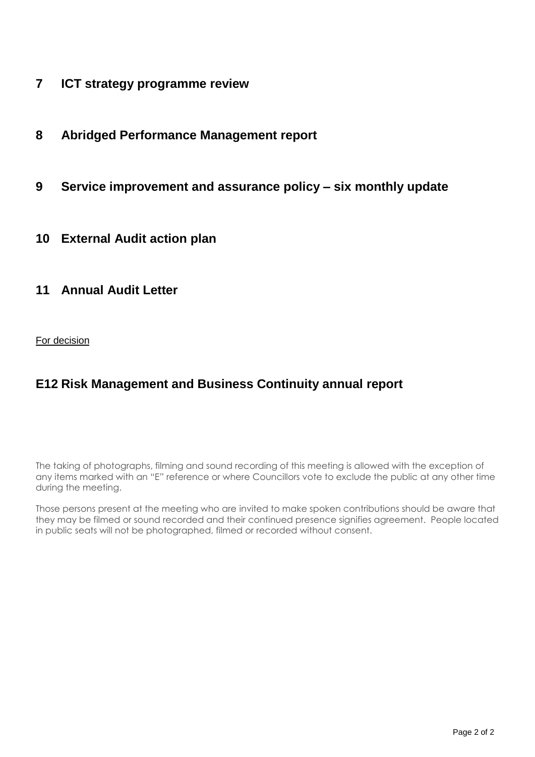## 7 ICT strategy programme review

## 8 Abridged Performance Management report

## 9 Service improvement and assurance policy – six monthly update

## 10 External Audit action plan

## 11 Annual Audit Letter

<u>For decision</u>

## E12 Risk Management and Business Continuity annual report

The taking of photographs, filming and sound recording of this meeting is allowed with the exception of any items marked with an "E" reference or where Councillors vote to exclude the public at any other time during the meeting.

Those persons present at the meeting who are invited to make spoken contributions should be aware that they may be filmed or sound recorded and their continued presence signifies agreement. People located in public seats will not be photographed, filmed or recorded without consent.